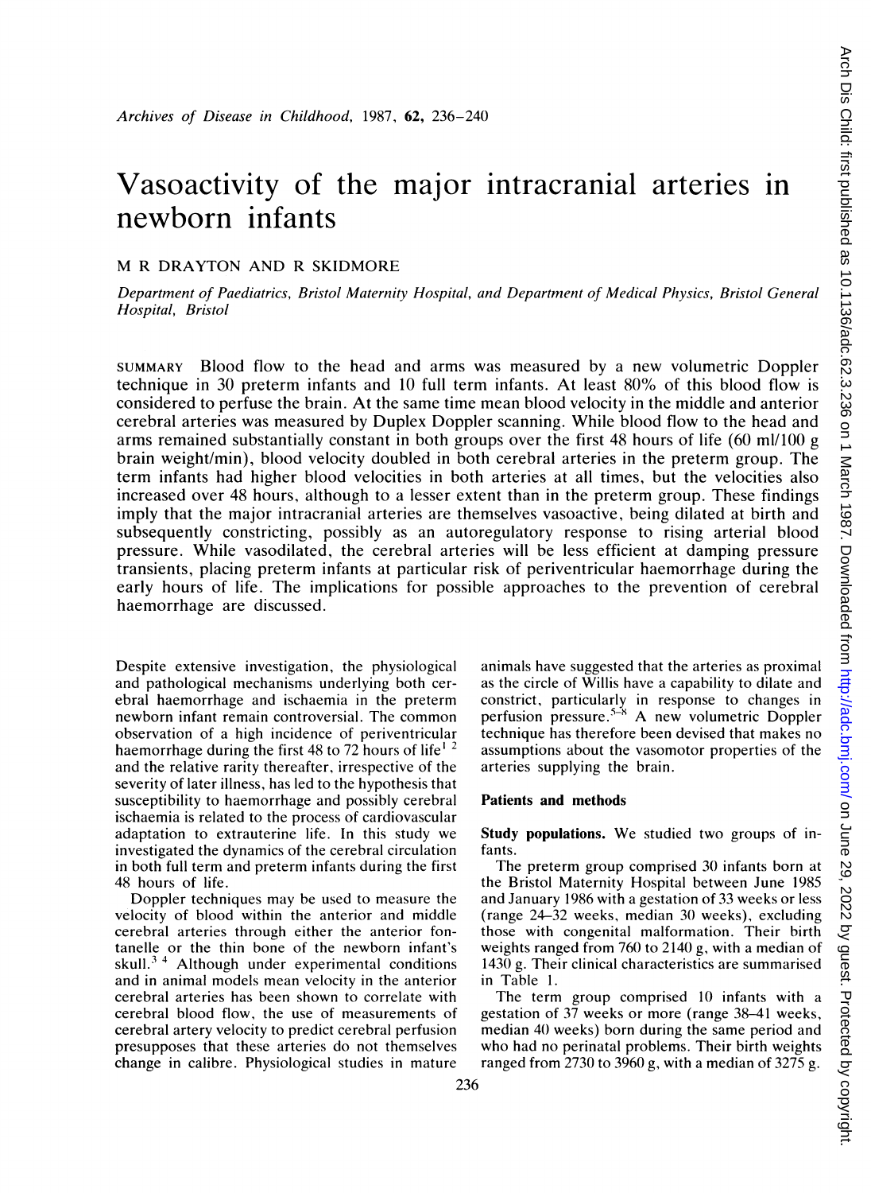# Vasoactivity of the major intracranial arteries in newborn infants

M R DRAYTON AND R SKIDMORE

*Department of Paediatrics, Bristol Maternity Hospital, and Department of Medical Physics, Bristol General Hospital, Bristol*

SUMMARY Blood flow to the head and arms was measured by a new volumetric Doppler technique in 30 preterm infants and 10 full term infants. At least 80% of this blood flow is considered to perfuse the brain. At the same time mean blood velocity in the middle and anterior cerebral arteries was measured by Duplex Doppler scanning. While blood flow to the head and arms remained substantially constant in both groups over the first 48 hours of life (60 ml/100 g brain weight/min), blood velocity doubled in both cerebral arteries in the preterm group. The term infants had higher blood velocities in both arteries at all times, but the velocities also increased over 48 hours, although to a lesser extent than in the preterm group. These findings imply that the major intracranial arteries are themselves vasoactive, being dilated at birth and subsequently constricting, possibly as an autoregulatory response to rising arterial blood pressure. While vasodilated, the cerebral arteries will be less efficient at damping pressure transients, placing preterm infants at particular risk of periventricular haemorrhage during the early hours of life. The implications for possible approaches to the prevention of cerebral haemorrhage are discussed.

Despite extensive investigation, the physiological and pathological mechanisms underlying both cerebral haemorrhage and ischaemia in the preterm newborn infant remain controversial. The common observation of a high incidence of periventricular haemorrhage during the first 48 to 72 hours of life[1,2] and the relative rarity thereafter, irrespective of the severity of later illness, has led to the hypothesis that susceptibility to haemorrhage and possibly cerebral ischaemia is related to the process of cardiovascular adaptation to extrauterine life. In this study we investigated the dynamics of the cerebral circulation in both full term and preterm infants during the first 48 hours of life.

Doppler techniques may be used to measure the velocity of blood within the anterior and middle cerebral arteries through either the anterior fontanelle or the thin bone of the newborn infant's skull.[3,4] Although under experimental conditions and in animal models mean velocity in the anterior cerebral arteries has been shown to correlate with cerebral blood flow, the use of measurements of cerebral artery velocity to predict cerebral perfusion presupposes that these arteries do not themselves change in calibre. Physiological studies in mature animals have suggested that the arteries as proximal as the circle of Willis have a capability to dilate and constrict, particularly in response to changes in perfusion pressure.[5-8] A new volumetric Doppler technique has therefore been devised that makes no assumptions about the vasomotor properties of the arteries supplying the brain.

## Patients and methods

**Study populations.** We studied two groups of infants.

The preterm group comprised 30 infants born at the Bristol Maternity Hospital between June 1985 and January 1986 with a gestation of 33 weeks or less (range 24–32 weeks, median 30 weeks), excluding those with congenital malformation. Their birth weights ranged from 760 to 2140 g, with a median of 1430 g. Their clinical characteristics are summarised in Table 1.

The term group comprised 10 infants with a gestation of 37 weeks or more (range 38–41 weeks, median 40 weeks) born during the same period and who had no perinatal problems. Their birth weights ranged from 2730 to 3960 g, with a median of 3275 g.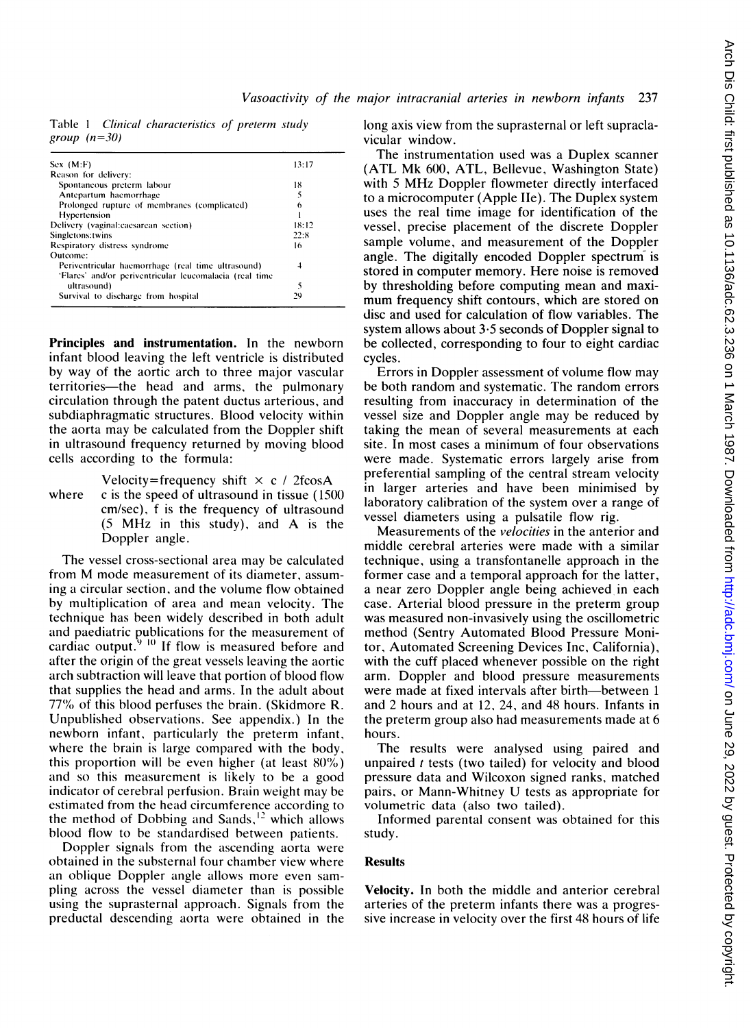Table 1 *Clinical characteristics of preterm study group (n=30)*

| | |
|---|---|
| Sex (M:F) | 13:17 |
| Reason for delivery: | |
| Spontaneous preterm labour | 18 |
| Antepartum haemorrhage | 5 |
| Prolonged rupture of membranes (complicated) | 6 |
| Hypertension | 1 |
| Delivery (vaginal:caesarean section) | 18:12 |
| Singletons:twins | 22:8 |
| Respiratory distress syndrome | 16 |
| Outcome: | |
| Periventricular haemorrhage (real time ultrasound) | 4 |
| 'Flares' and/or periventricular leucomalacia (real time ultrasound) | 5 |
| Survival to discharge from hospital | 29 |

**Principles and instrumentation.** In the newborn infant blood leaving the left ventricle is distributed by way of the aortic arch to three major vascular territories—the head and arms, the pulmonary circulation through the patent ductus arterious, and subdiaphragmatic structures. Blood velocity within the aorta may be calculated from the Doppler shift in ultrasound frequency returned by moving blood cells according to the formula:

Velocity=frequency shift × c / 2fcosA

where c is the speed of ultrasound in tissue (1500 cm/sec), f is the frequency of ultrasound (5 MHz in this study), and A is the Doppler angle.

The vessel cross-sectional area may be calculated from M mode measurement of its diameter, assuming a circular section, and the volume flow obtained by multiplication of area and mean velocity. The technique has been widely described in both adult and paediatric publications for the measurement of cardiac output.[9] [10] If flow is measured before and after the origin of the great vessels leaving the aortic arch subtraction will leave that portion of blood flow that supplies the head and arms. In the adult about 77% of this blood perfuses the brain. (Skidmore R. Unpublished observations. See appendix.) In the newborn infant, particularly the preterm infant, where the brain is large compared with the body, this proportion will be even higher (at least 80%) and so this measurement is likely to be a good indicator of cerebral perfusion. Brain weight may be estimated from the head circumference according to the method of Dobbing and Sands,[12] which allows blood flow to be standardised between patients.

Doppler signals from the ascending aorta were obtained in the substernal four chamber view where an oblique Doppler angle allows more even sampling across the vessel diameter than is possible using the suprasternal approach. Signals from the preductal descending aorta were obtained in the long axis view from the suprasternal or left supraclavicular window.

The instrumentation used was a Duplex scanner (ATL Mk 600, ATL, Bellevue, Washington State) with 5 MHz Doppler flowmeter directly interfaced to a microcomputer (Apple IIe). The Duplex system uses the real time image for identification of the vessel, precise placement of the discrete Doppler sample volume, and measurement of the Doppler angle. The digitally encoded Doppler spectrum is stored in computer memory. Here noise is removed by thresholding before computing mean and maximum frequency shift contours, which are stored on disc and used for calculation of flow variables. The system allows about 3·5 seconds of Doppler signal to be collected, corresponding to four to eight cardiac cycles.

Errors in Doppler assessment of volume flow may be both random and systematic. The random errors resulting from inaccuracy in determination of the vessel size and Doppler angle may be reduced by taking the mean of several measurements at each site. In most cases a minimum of four observations were made. Systematic errors largely arise from preferential sampling of the central stream velocity in larger arteries and have been minimised by laboratory calibration of the system over a range of vessel diameters using a pulsatile flow rig.

Measurements of the *velocities* in the anterior and middle cerebral arteries were made with a similar technique, using a transfontanelle approach in the former case and a temporal approach for the latter, a near zero Doppler angle being achieved in each case. Arterial blood pressure in the preterm group was measured non-invasively using the oscillometric method (Sentry Automated Blood Pressure Monitor, Automated Screening Devices Inc, California), with the cuff placed whenever possible on the right arm. Doppler and blood pressure measurements were made at fixed intervals after birth—between 1 and 2 hours and at 12, 24, and 48 hours. Infants in the preterm group also had measurements made at 6 hours.

The results were analysed using paired and unpaired *t* tests (two tailed) for velocity and blood pressure data and Wilcoxon signed ranks, matched pairs, or Mann-Whitney U tests as appropriate for volumetric data (also two tailed).

Informed parental consent was obtained for this study.

## Results

**Velocity.** In both the middle and anterior cerebral arteries of the preterm infants there was a progressive increase in velocity over the first 48 hours of life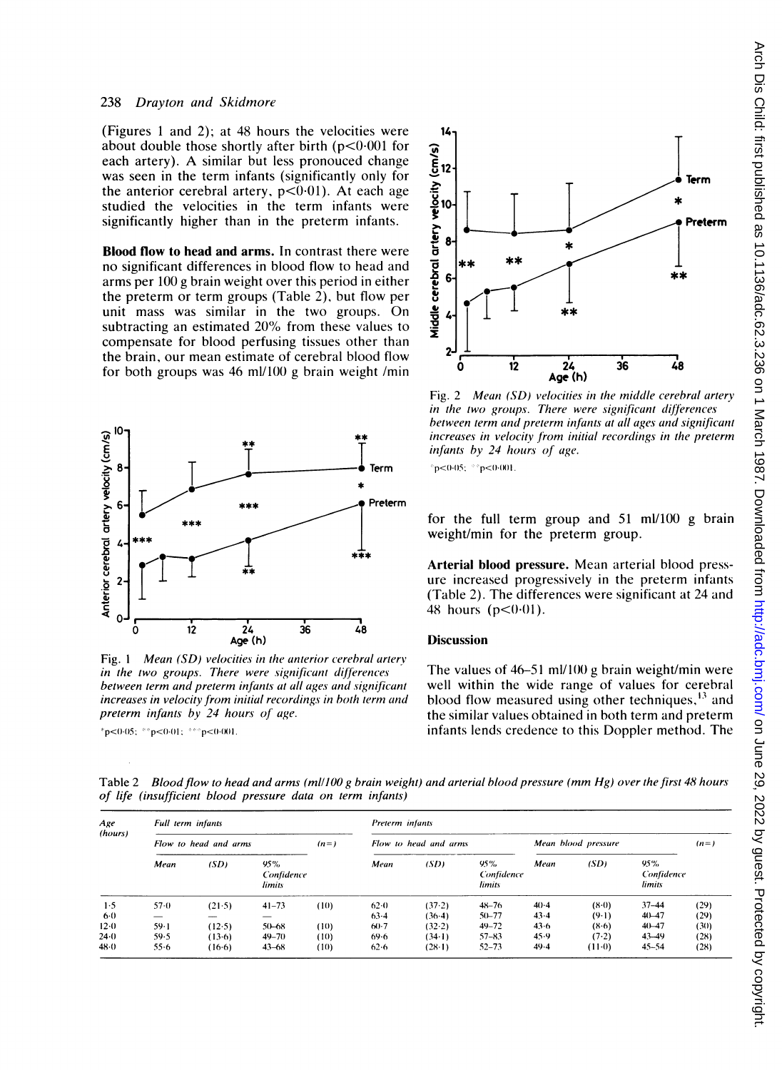(Figures 1 and 2); at 48 hours the velocities were about double those shortly after birth ($p<0.001$ for each artery). A similar but less pronounced change was seen in the term infants (significantly only for the anterior cerebral artery, $p<0.01$). At each age studied the velocities in the term infants were significantly higher than in the preterm infants.

**Blood flow to head and arms.** In contrast there were no significant differences in blood flow to head and arms per 100 g brain weight over this period in either the preterm or term groups (Table 2), but flow per unit mass was similar in the two groups. On subtracting an estimated 20% from these values to compensate for blood perfusing tissues other than the brain, our mean estimate of cerebral blood flow for both groups was 46 ml/100 g brain weight /min for the full term group and 51 ml/100 g brain weight/min for the preterm group.

Fig. 1 *Mean (SD) velocities in the anterior cerebral artery in the two groups. There were significant differences between term and preterm infants at all ages and significant increases in velocity from initial recordings in both term and preterm infants by 24 hours of age.*

*$p<0.05$; **$p<0.01$; ***$p<0.001$.

Fig. 2 *Mean (SD) velocities in the middle cerebral artery in the two groups. There were significant differences between term and preterm infants at all ages and significant increases in velocity from initial recordings in the preterm infants by 24 hours of age.*

*$p<0.05$; **$p<0.001$.

**Arterial blood pressure.** Mean arterial blood pressure increased progressively in the preterm infants (Table 2). The differences were significant at 24 and 48 hours ($p<0.01$).

## Discussion

The values of 46–51 ml/100 g brain weight/min were well within the wide range of values for cerebral blood flow measured using other techniques,[13] and the similar values obtained in both term and preterm infants lends credence to this Doppler method. The

Table 2 *Blood flow to head and arms (ml/100 g brain weight) and arterial blood pressure (mm Hg) over the first 48 hours of life (insufficient blood pressure data on term infants)*

| Age (hours) | Full term infants | | | | Preterm infants | | | | | | | |
|---|---|---|---|---|---|---|---|---|---|---|---|---|
| | Flow to head and arms | | | (n=) | Flow to head and arms | | | Mean blood pressure | | | (n=) |
| | Mean | (SD) | 95% Confidence limits | | Mean | (SD) | 95% Confidence limits | Mean | (SD) | 95% Confidence limits | |
| 1·5 | 57·0 | (21·5) | 41–73 | (10) | 62·0 | (37·2) | 48–76 | 40·4 | (8·0) | 37–44 | (29) |
| 6·0 | — | — | — | | 63·4 | (36·4) | 50–77 | 43·4 | (9·1) | 40–47 | (29) |
| 12·0 | 59·1 | (12·5) | 50–68 | (10) | 60·7 | (32·2) | 49–72 | 43·6 | (8·6) | 40–47 | (30) |
| 24·0 | 59·5 | (13·6) | 49–70 | (10) | 69·6 | (34·1) | 57–83 | 45·9 | (7·2) | 43–49 | (28) |
| 48·0 | 55·6 | (16·6) | 43–68 | (10) | 62·6 | (28·1) | 52–73 | 49·4 | (11·0) | 45–54 | (28) |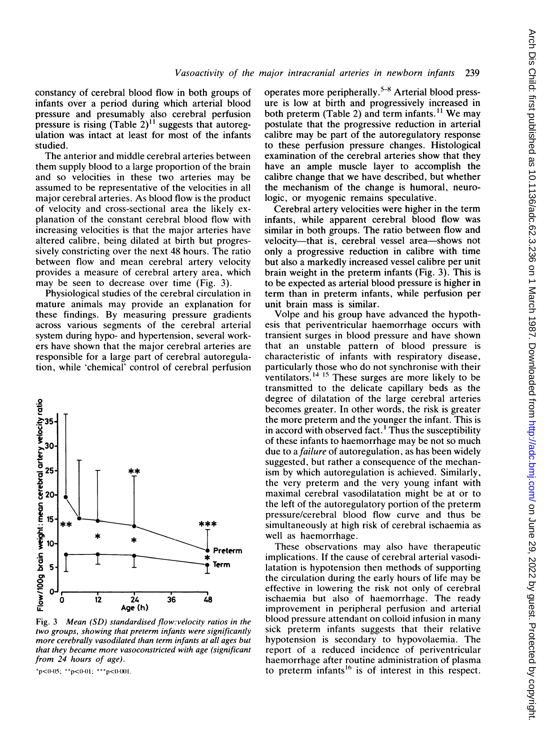constancy of cerebral blood flow in both groups of infants over a period during which arterial blood pressure and presumably also cerebral perfusion pressure is rising (Table 2)[11] suggests that autoregulation was intact at least for most of the infants studied.

The anterior and middle cerebral arteries between them supply blood to a large proportion of the brain and so velocities in these two arteries may be assumed to be representative of the velocities in all major cerebral arteries. As blood flow is the product of velocity and cross-sectional area the likely explanation of the constant cerebral blood flow with increasing velocities is that the major arteries have altered calibre, being dilated at birth but progressively constricting over the next 48 hours. The ratio between flow and mean cerebral artery velocity provides a measure of cerebral artery area, which may be seen to decrease over time (Fig. 3).

Physiological studies of the cerebral circulation in mature animals may provide an explanation for these findings. By measuring pressure gradients across various segments of the cerebral arterial system during hypo- and hypertension, several workers have shown that the major cerebral arteries are responsible for a large part of cerebral autoregulation, while 'chemical' control of cerebral perfusion operates more peripherally.[5-8] Arterial blood pressure is low at birth and progressively increased in both preterm (Table 2) and term infants.[11] We may postulate that the progressive reduction in arterial calibre may be part of the autoregulatory response to these perfusion pressure changes. Histological examination of the cerebral arteries show that they have an ample muscle layer to accomplish the calibre change that we have described, but whether the mechanism of the change is humoral, neurologic, or myogenic remains speculative.

Fig. 3 *Mean (SD) standardised flow:velocity ratios in the two groups, showing that preterm infants were significantly more cerebrally vasodilated than term infants at all ages but that they became more vasoconstricted with age (significant from 24 hours of age).*

*p<0·05; **p<0·01; ***p<0·001.

Cerebral artery velocities were higher in the term infants, while apparent cerebral blood flow was similar in both groups. The ratio between flow and velocity—that is, cerebral vessel area—shows not only a progressive reduction in calibre with time but also a markedly increased vessel calibre per unit brain weight in the preterm infants (Fig. 3). This is to be expected as arterial blood pressure is higher in term than in preterm infants, while perfusion per unit brain mass is similar.

Volpe and his group have advanced the hypothesis that periventricular haemorrhage occurs with transient surges in blood pressure and have shown that an unstable pattern of blood pressure is characteristic of infants with respiratory disease, particularly those who do not synchronise with their ventilators.[14 15] These surges are more likely to be transmitted to the delicate capillary beds as the degree of dilatation of the large cerebral arteries becomes greater. In other words, the risk is greater the more preterm and the younger the infant. This is in accord with observed fact.[1] Thus the susceptibility of these infants to haemorrhage may be not so much due to a *failure* of autoregulation, as has been widely suggested, but rather a consequence of the mechanism by which autoregulation is achieved. Similarly, the very preterm and the very young infant with maximal cerebral vasodilatation might be at or to the left of the autoregulatory portion of the preterm pressure/cerebral blood flow curve and thus be simultaneously at high risk of cerebral ischaemia as well as haemorrhage.

These observations may also have therapeutic implications. If the cause of cerebral arterial vasodilatation is hypotension then methods of supporting the circulation during the early hours of life may be effective in lowering the risk not only of cerebral ischaemia but also of haemorrhage. The ready improvement in peripheral perfusion and arterial blood pressure attendant on colloid infusion in many sick preterm infants suggests that their relative hypotension is secondary to hypovolaemia. The report of a reduced incidence of periventricular haemorrhage after routine administration of plasma to preterm infants[16] is of interest in this respect.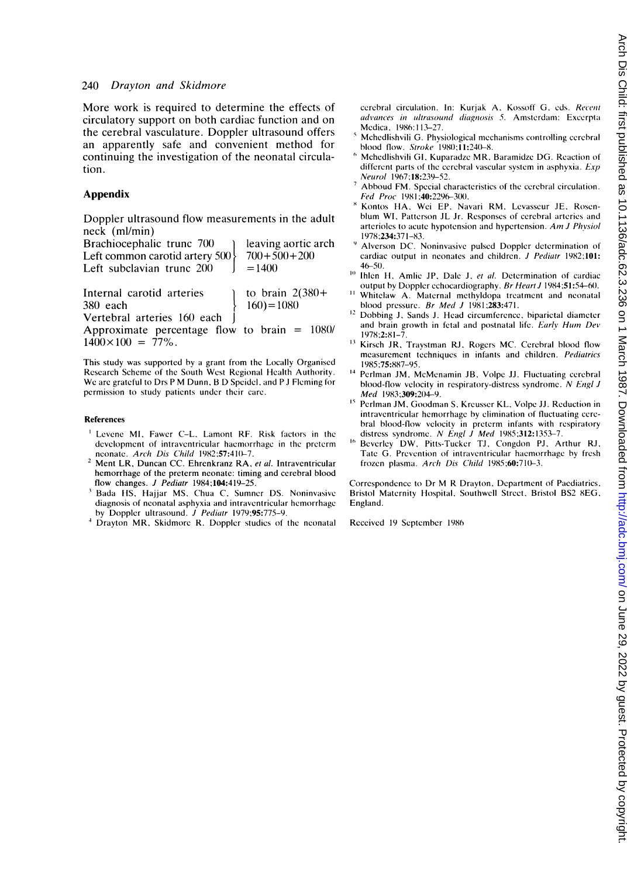More work is required to determine the effects of circulatory support on both cardiac function and on the cerebral vasculature. Doppler ultrasound offers an apparently safe and convenient method for continuing the investigation of the neonatal circulation.

## Appendix

Doppler ultrasound flow measurements in the adult neck (ml/min)

| | |
|---|---|
| Brachiocephalic trunc 700<br>Left common carotid artery 500<br>Left subclavian trunc 200 | leaving aortic arch 700+500+200 =1400 |
| Internal carotid arteries 380 each<br>Vertebral arteries 160 each | to brain 2(380+160)=1080 |

Approximate percentage flow to brain = 1080/1400×100 = 77%.

This study was supported by a grant from the Locally Organised Research Scheme of the South West Regional Health Authority. We are grateful to Drs P M Dunn, B D Speidel, and P J Fleming for permission to study patients under their care.

### References

1. Levene MI, Fawer C-L, Lamont RF. Risk factors in the development of intraventricular haemorrhage in the preterm neonate. *Arch Dis Child* 1982;**57**:410–7.
2. Ment LR, Duncan CC, Ehrenkranz RA, *et al.* Intraventricular hemorrhage of the preterm neonate: timing and cerebral blood flow changes. *J Pediatr* 1984;**104**:419–25.
3. Bada HS, Hajjar MS, Chua C, Sumner DS. Noninvasive diagnosis of neonatal asphyxia and intraventricular hemorrhage by Doppler ultrasound. *J Pediatr* 1979;**95**:775–9.
4. Drayton MR, Skidmore R. Doppler studies of the neonatal cerebral circulation. In: Kurjak A, Kossoff G, eds. *Recent advances in ultrasound diagnosis* 5. Amsterdam: Excerpta Medica, 1986:113–27.
5. Mchedlishvili G. Physiological mechanisms controlling cerebral blood flow. *Stroke* 1980;**11**:240–8.
6. Mchedlishvili GI, Kuparadze MR, Baramidze DG. Reaction of different parts of the cerebral vascular system in asphyxia. *Exp Neurol* 1967;**18**:239–52.
7. Abboud FM. Special characteristics of the cerebral circulation. *Fed Proc* 1981;**40**:2296–300.
8. Kontos HA, Wei EP, Navari RM, Levasseur JE, Rosenblum WI, Patterson JL Jr. Responses of cerebral arteries and arterioles to acute hypotension and hypertension. *Am J Physiol* 1978;**234**:371–83.
9. Alverson DC. Noninvasive pulsed Doppler determination of cardiac output in neonates and children. *J Pediatr* 1982;**101**:46–50.
10. Ihlen H, Amlie JP, Dale J, *et al.* Determination of cardiac output by Doppler echocardiography. *Br Heart J* 1984;**51**:54–60.
11. Whitelaw A. Maternal methyldopa treatment and neonatal blood pressure. *Br Med J* 1981;**283**:471.
12. Dobbing J, Sands J. Head circumference, biparietal diameter and brain growth in fetal and postnatal life. *Early Hum Dev* 1978;**2**:81–7.
13. Kirsch JR, Traystman RJ, Rogers MC. Cerebral blood flow measurement techniques in infants and children. *Pediatrics* 1985;**75**:887–95.
14. Perlman JM, McMenamin JB, Volpe JJ. Fluctuating cerebral blood-flow velocity in respiratory-distress syndrome. *N Engl J Med* 1983;**309**:204–9.
15. Perlman JM, Goodman S, Kreusser KL, Volpe JJ. Reduction in intraventricular hemorrhage by elimination of fluctuating cerebral blood-flow velocity in preterm infants with respiratory distress syndrome. *N Engl J Med* 1985;**312**:1353–7.
16. Beverley DW, Pitts-Tucker TJ, Congdon PJ, Arthur RJ, Tate G. Prevention of intraventricular haemorrhage by fresh frozen plasma. *Arch Dis Child* 1985;**60**:710–3.

Correspondence to Dr M R Drayton, Department of Paediatrics, Bristol Maternity Hospital, Southwell Street, Bristol BS2 8EG, England.

Received 19 September 1986